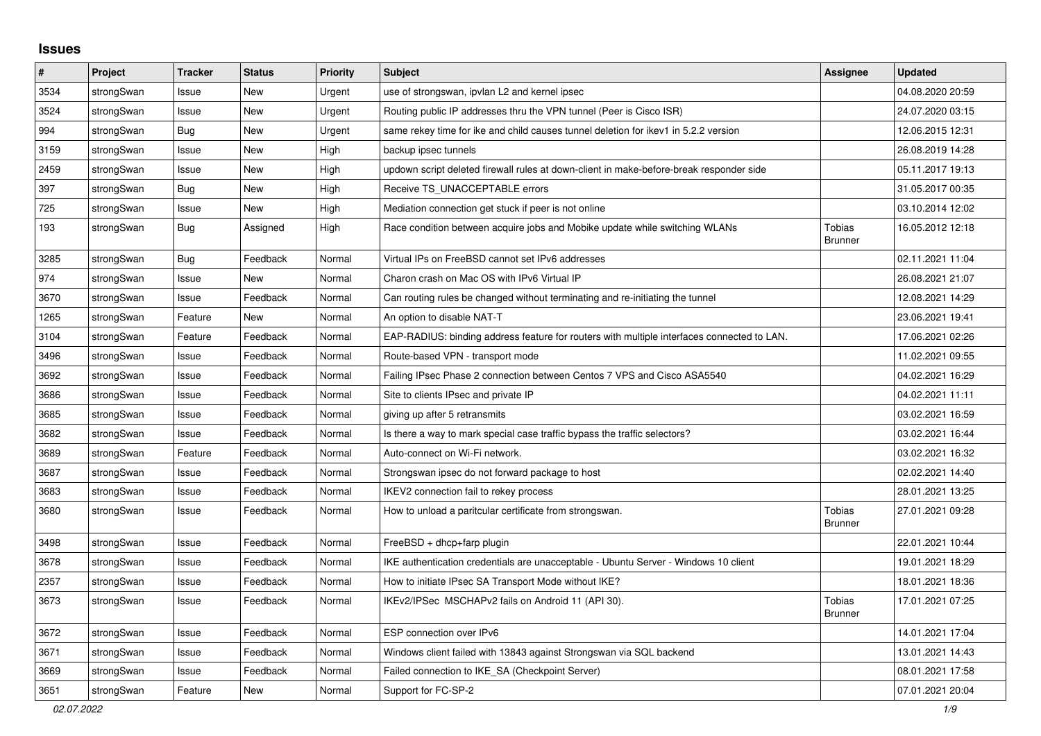## Issues

| # | Project | Tracker | Status | Priority | Subject | Assignee | Updated |
|---|---|---|---|---|---|---|---|
| 3534 | strongSwan | Issue | New | Urgent | use of strongswan, ipvlan L2 and kernel ipsec | | 04.08.2020 20:59 |
| 3524 | strongSwan | Issue | New | Urgent | Routing public IP addresses thru the VPN tunnel (Peer is Cisco ISR) | | 24.07.2020 03:15 |
| 994 | strongSwan | Bug | New | Urgent | same rekey time for ike and child causes tunnel deletion for ikev1 in 5.2.2 version | | 12.06.2015 12:31 |
| 3159 | strongSwan | Issue | New | High | backup ipsec tunnels | | 26.08.2019 14:28 |
| 2459 | strongSwan | Issue | New | High | updown script deleted firewall rules at down-client in make-before-break responder side | | 05.11.2017 19:13 |
| 397 | strongSwan | Bug | New | High | Receive TS_UNACCEPTABLE errors | | 31.05.2017 00:35 |
| 725 | strongSwan | Issue | New | High | Mediation connection get stuck if peer is not online | | 03.10.2014 12:02 |
| 193 | strongSwan | Bug | Assigned | High | Race condition between acquire jobs and Mobike update while switching WLANs | Tobias Brunner | 16.05.2012 12:18 |
| 3285 | strongSwan | Bug | Feedback | Normal | Virtual IPs on FreeBSD cannot set IPv6 addresses | | 02.11.2021 11:04 |
| 974 | strongSwan | Issue | New | Normal | Charon crash on Mac OS with IPv6 Virtual IP | | 26.08.2021 21:07 |
| 3670 | strongSwan | Issue | Feedback | Normal | Can routing rules be changed without terminating and re-initiating the tunnel | | 12.08.2021 14:29 |
| 1265 | strongSwan | Feature | New | Normal | An option to disable NAT-T | | 23.06.2021 19:41 |
| 3104 | strongSwan | Feature | Feedback | Normal | EAP-RADIUS: binding address feature for routers with multiple interfaces connected to LAN. | | 17.06.2021 02:26 |
| 3496 | strongSwan | Issue | Feedback | Normal | Route-based VPN - transport mode | | 11.02.2021 09:55 |
| 3692 | strongSwan | Issue | Feedback | Normal | Failing IPsec Phase 2 connection between Centos 7 VPS and Cisco ASA5540 | | 04.02.2021 16:29 |
| 3686 | strongSwan | Issue | Feedback | Normal | Site to clients IPsec and private IP | | 04.02.2021 11:11 |
| 3685 | strongSwan | Issue | Feedback | Normal | giving up after 5 retransmits | | 03.02.2021 16:59 |
| 3682 | strongSwan | Issue | Feedback | Normal | Is there a way to mark special case traffic bypass the traffic selectors? | | 03.02.2021 16:44 |
| 3689 | strongSwan | Feature | Feedback | Normal | Auto-connect on Wi-Fi network. | | 03.02.2021 16:32 |
| 3687 | strongSwan | Issue | Feedback | Normal | Strongswan ipsec do not forward package to host | | 02.02.2021 14:40 |
| 3683 | strongSwan | Issue | Feedback | Normal | IKEV2 connection fail to rekey process | | 28.01.2021 13:25 |
| 3680 | strongSwan | Issue | Feedback | Normal | How to unload a paritcular certificate from strongswan. | Tobias Brunner | 27.01.2021 09:28 |
| 3498 | strongSwan | Issue | Feedback | Normal | FreeBSD + dhcp+farp plugin | | 22.01.2021 10:44 |
| 3678 | strongSwan | Issue | Feedback | Normal | IKE authentication credentials are unacceptable - Ubuntu Server - Windows 10 client | | 19.01.2021 18:29 |
| 2357 | strongSwan | Issue | Feedback | Normal | How to initiate IPsec SA Transport Mode without IKE? | | 18.01.2021 18:36 |
| 3673 | strongSwan | Issue | Feedback | Normal | IKEv2/IPSec MSCHAPv2 fails on Android 11 (API 30). | Tobias Brunner | 17.01.2021 07:25 |
| 3672 | strongSwan | Issue | Feedback | Normal | ESP connection over IPv6 | | 14.01.2021 17:04 |
| 3671 | strongSwan | Issue | Feedback | Normal | Windows client failed with 13843 against Strongswan via SQL backend | | 13.01.2021 14:43 |
| 3669 | strongSwan | Issue | Feedback | Normal | Failed connection to IKE_SA (Checkpoint Server) | | 08.01.2021 17:58 |
| 3651 | strongSwan | Feature | New | Normal | Support for FC-SP-2 | | 07.01.2021 20:04 |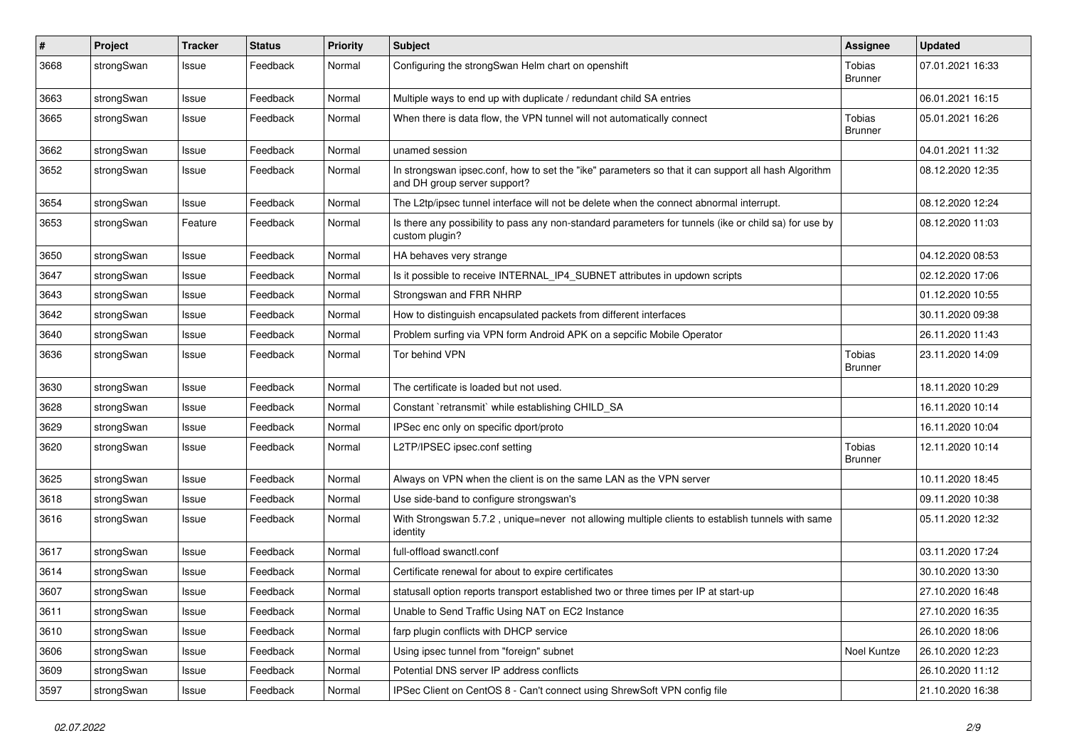| # | Project | Tracker | Status | Priority | Subject | Assignee | Updated |
|---|---|---|---|---|---|---|---|
| 3668 | strongSwan | Issue | Feedback | Normal | Configuring the strongSwan Helm chart on openshift | Tobias Brunner | 07.01.2021 16:33 |
| 3663 | strongSwan | Issue | Feedback | Normal | Multiple ways to end up with duplicate / redundant child SA entries | | 06.01.2021 16:15 |
| 3665 | strongSwan | Issue | Feedback | Normal | When there is data flow, the VPN tunnel will not automatically connect | Tobias Brunner | 05.01.2021 16:26 |
| 3662 | strongSwan | Issue | Feedback | Normal | unamed session | | 04.01.2021 11:32 |
| 3652 | strongSwan | Issue | Feedback | Normal | In strongswan ipsec.conf, how to set the "ike" parameters so that it can support all hash Algorithm and DH group server support? | | 08.12.2020 12:35 |
| 3654 | strongSwan | Issue | Feedback | Normal | The L2tp/ipsec tunnel interface will not be delete when the connect abnormal interrupt. | | 08.12.2020 12:24 |
| 3653 | strongSwan | Feature | Feedback | Normal | Is there any possibility to pass any non-standard parameters for tunnels (ike or child sa) for use by custom plugin? | | 08.12.2020 11:03 |
| 3650 | strongSwan | Issue | Feedback | Normal | HA behaves very strange | | 04.12.2020 08:53 |
| 3647 | strongSwan | Issue | Feedback | Normal | Is it possible to receive INTERNAL_IP4_SUBNET attributes in updown scripts | | 02.12.2020 17:06 |
| 3643 | strongSwan | Issue | Feedback | Normal | Strongswan and FRR NHRP | | 01.12.2020 10:55 |
| 3642 | strongSwan | Issue | Feedback | Normal | How to distinguish encapsulated packets from different interfaces | | 30.11.2020 09:38 |
| 3640 | strongSwan | Issue | Feedback | Normal | Problem surfing via VPN form Android APK on a sepcific Mobile Operator | | 26.11.2020 11:43 |
| 3636 | strongSwan | Issue | Feedback | Normal | Tor behind VPN | Tobias Brunner | 23.11.2020 14:09 |
| 3630 | strongSwan | Issue | Feedback | Normal | The certificate is loaded but not used. | | 18.11.2020 10:29 |
| 3628 | strongSwan | Issue | Feedback | Normal | Constant `retransmit` while establishing CHILD_SA | | 16.11.2020 10:14 |
| 3629 | strongSwan | Issue | Feedback | Normal | IPSec enc only on specific dport/proto | | 16.11.2020 10:04 |
| 3620 | strongSwan | Issue | Feedback | Normal | L2TP/IPSEC ipsec.conf setting | Tobias Brunner | 12.11.2020 10:14 |
| 3625 | strongSwan | Issue | Feedback | Normal | Always on VPN when the client is on the same LAN as the VPN server | | 10.11.2020 18:45 |
| 3618 | strongSwan | Issue | Feedback | Normal | Use side-band to configure strongswan's | | 09.11.2020 10:38 |
| 3616 | strongSwan | Issue | Feedback | Normal | With Strongswan 5.7.2 , unique=never not allowing multiple clients to establish tunnels with same identity | | 05.11.2020 12:32 |
| 3617 | strongSwan | Issue | Feedback | Normal | full-offload swanctl.conf | | 03.11.2020 17:24 |
| 3614 | strongSwan | Issue | Feedback | Normal | Certificate renewal for about to expire certificates | | 30.10.2020 13:30 |
| 3607 | strongSwan | Issue | Feedback | Normal | statusall option reports transport established two or three times per IP at start-up | | 27.10.2020 16:48 |
| 3611 | strongSwan | Issue | Feedback | Normal | Unable to Send Traffic Using NAT on EC2 Instance | | 27.10.2020 16:35 |
| 3610 | strongSwan | Issue | Feedback | Normal | farp plugin conflicts with DHCP service | | 26.10.2020 18:06 |
| 3606 | strongSwan | Issue | Feedback | Normal | Using ipsec tunnel from "foreign" subnet | Noel Kuntze | 26.10.2020 12:23 |
| 3609 | strongSwan | Issue | Feedback | Normal | Potential DNS server IP address conflicts | | 26.10.2020 11:12 |
| 3597 | strongSwan | Issue | Feedback | Normal | IPSec Client on CentOS 8 - Can't connect using ShrewSoft VPN config file | | 21.10.2020 16:38 |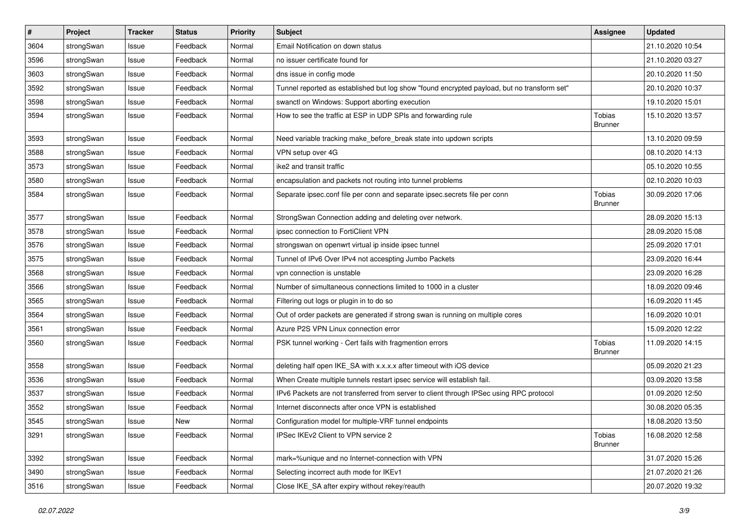| # | Project | Tracker | Status | Priority | Subject | Assignee | Updated |
|---|---|---|---|---|---|---|---|
| 3604 | strongSwan | Issue | Feedback | Normal | Email Notification on down status | | 21.10.2020 10:54 |
| 3596 | strongSwan | Issue | Feedback | Normal | no issuer certificate found for | | 21.10.2020 03:27 |
| 3603 | strongSwan | Issue | Feedback | Normal | dns issue in config mode | | 20.10.2020 11:50 |
| 3592 | strongSwan | Issue | Feedback | Normal | Tunnel reported as established but log show "found encrypted payload, but no transform set" | | 20.10.2020 10:37 |
| 3598 | strongSwan | Issue | Feedback | Normal | swanctl on Windows: Support aborting execution | | 19.10.2020 15:01 |
| 3594 | strongSwan | Issue | Feedback | Normal | How to see the traffic at ESP in UDP SPIs and forwarding rule | Tobias Brunner | 15.10.2020 13:57 |
| 3593 | strongSwan | Issue | Feedback | Normal | Need variable tracking make_before_break state into updown scripts | | 13.10.2020 09:59 |
| 3588 | strongSwan | Issue | Feedback | Normal | VPN setup over 4G | | 08.10.2020 14:13 |
| 3573 | strongSwan | Issue | Feedback | Normal | ike2 and transit traffic | | 05.10.2020 10:55 |
| 3580 | strongSwan | Issue | Feedback | Normal | encapsulation and packets not routing into tunnel problems | | 02.10.2020 10:03 |
| 3584 | strongSwan | Issue | Feedback | Normal | Separate ipsec.conf file per conn and separate ipsec.secrets file per conn | Tobias Brunner | 30.09.2020 17:06 |
| 3577 | strongSwan | Issue | Feedback | Normal | StrongSwan Connection adding and deleting over network. | | 28.09.2020 15:13 |
| 3578 | strongSwan | Issue | Feedback | Normal | ipsec connection to FortiClient VPN | | 28.09.2020 15:08 |
| 3576 | strongSwan | Issue | Feedback | Normal | strongswan on openwrt virtual ip inside ipsec tunnel | | 25.09.2020 17:01 |
| 3575 | strongSwan | Issue | Feedback | Normal | Tunnel of IPv6 Over IPv4 not accespting Jumbo Packets | | 23.09.2020 16:44 |
| 3568 | strongSwan | Issue | Feedback | Normal | vpn connection is unstable | | 23.09.2020 16:28 |
| 3566 | strongSwan | Issue | Feedback | Normal | Number of simultaneous connections limited to 1000 in a cluster | | 18.09.2020 09:46 |
| 3565 | strongSwan | Issue | Feedback | Normal | Filtering out logs or plugin in to do so | | 16.09.2020 11:45 |
| 3564 | strongSwan | Issue | Feedback | Normal | Out of order packets are generated if strong swan is running on multiple cores | | 16.09.2020 10:01 |
| 3561 | strongSwan | Issue | Feedback | Normal | Azure P2S VPN Linux connection error | | 15.09.2020 12:22 |
| 3560 | strongSwan | Issue | Feedback | Normal | PSK tunnel working - Cert fails with fragmention errors | Tobias Brunner | 11.09.2020 14:15 |
| 3558 | strongSwan | Issue | Feedback | Normal | deleting half open IKE_SA with x.x.x.x after timeout with iOS device | | 05.09.2020 21:23 |
| 3536 | strongSwan | Issue | Feedback | Normal | When Create multiple tunnels restart ipsec service will establish fail. | | 03.09.2020 13:58 |
| 3537 | strongSwan | Issue | Feedback | Normal | IPv6 Packets are not transferred from server to client through IPSec using RPC protocol | | 01.09.2020 12:50 |
| 3552 | strongSwan | Issue | Feedback | Normal | Internet disconnects after once VPN is established | | 30.08.2020 05:35 |
| 3545 | strongSwan | Issue | New | Normal | Configuration model for multiple-VRF tunnel endpoints | | 18.08.2020 13:50 |
| 3291 | strongSwan | Issue | Feedback | Normal | IPSec IKEv2 Client to VPN service 2 | Tobias Brunner | 16.08.2020 12:58 |
| 3392 | strongSwan | Issue | Feedback | Normal | mark=%unique and no Internet-connection with VPN | | 31.07.2020 15:26 |
| 3490 | strongSwan | Issue | Feedback | Normal | Selecting incorrect auth mode for IKEv1 | | 21.07.2020 21:26 |
| 3516 | strongSwan | Issue | Feedback | Normal | Close IKE_SA after expiry without rekey/reauth | | 20.07.2020 19:32 |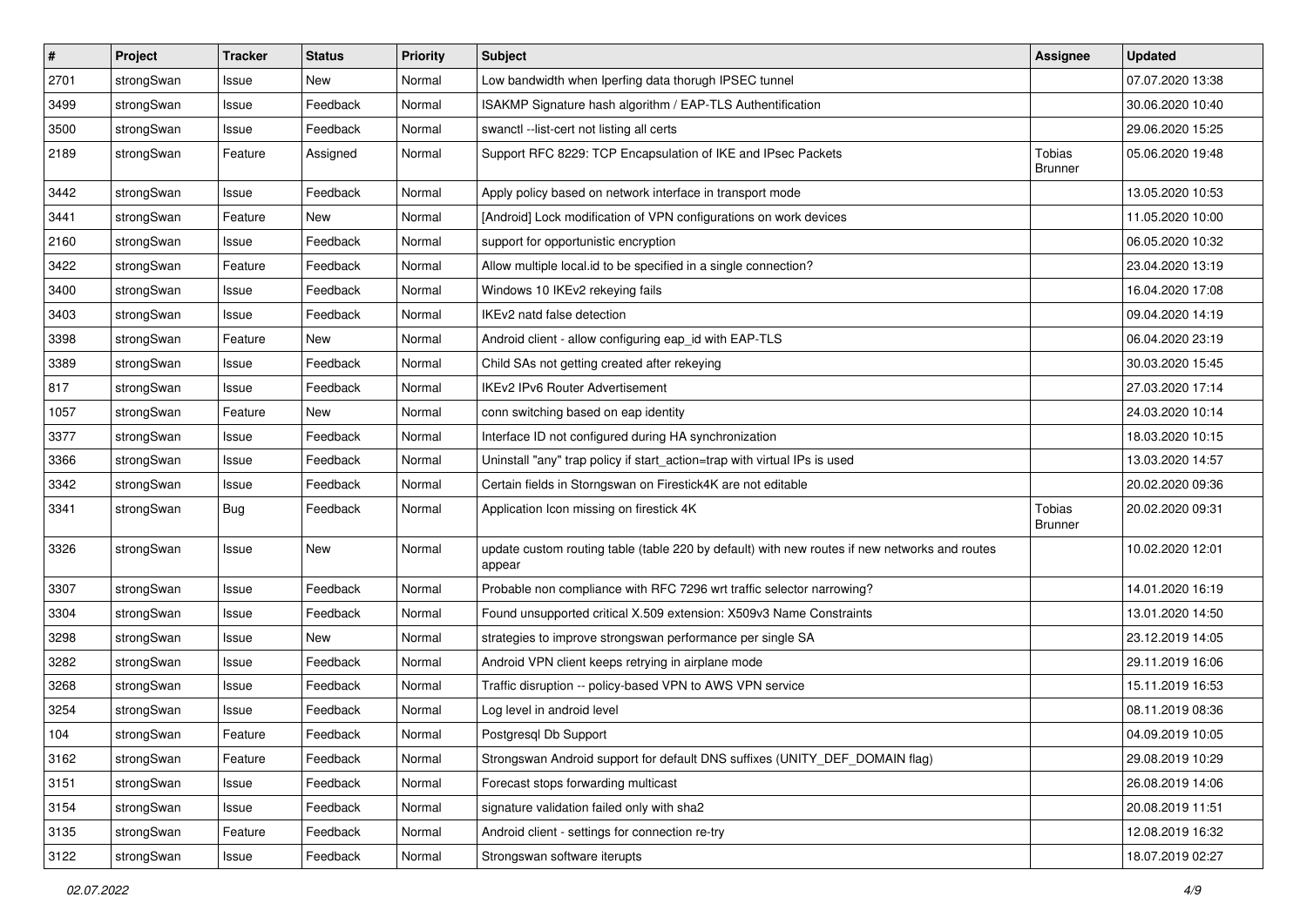| # | Project | Tracker | Status | Priority | Subject | Assignee | Updated |
|---|---|---|---|---|---|---|---|
| 2701 | strongSwan | Issue | New | Normal | Low bandwidth when Iperfing data thorugh IPSEC tunnel | | 07.07.2020 13:38 |
| 3499 | strongSwan | Issue | Feedback | Normal | ISAKMP Signature hash algorithm / EAP-TLS Authentification | | 30.06.2020 10:40 |
| 3500 | strongSwan | Issue | Feedback | Normal | swanctl --list-cert not listing all certs | | 29.06.2020 15:25 |
| 2189 | strongSwan | Feature | Assigned | Normal | Support RFC 8229: TCP Encapsulation of IKE and IPsec Packets | Tobias Brunner | 05.06.2020 19:48 |
| 3442 | strongSwan | Issue | Feedback | Normal | Apply policy based on network interface in transport mode | | 13.05.2020 10:53 |
| 3441 | strongSwan | Feature | New | Normal | [Android] Lock modification of VPN configurations on work devices | | 11.05.2020 10:00 |
| 2160 | strongSwan | Issue | Feedback | Normal | support for opportunistic encryption | | 06.05.2020 10:32 |
| 3422 | strongSwan | Feature | Feedback | Normal | Allow multiple local.id to be specified in a single connection? | | 23.04.2020 13:19 |
| 3400 | strongSwan | Issue | Feedback | Normal | Windows 10 IKEv2 rekeying fails | | 16.04.2020 17:08 |
| 3403 | strongSwan | Issue | Feedback | Normal | IKEv2 natd false detection | | 09.04.2020 14:19 |
| 3398 | strongSwan | Feature | New | Normal | Android client - allow configuring eap_id with EAP-TLS | | 06.04.2020 23:19 |
| 3389 | strongSwan | Issue | Feedback | Normal | Child SAs not getting created after rekeying | | 30.03.2020 15:45 |
| 817 | strongSwan | Issue | Feedback | Normal | IKEv2 IPv6 Router Advertisement | | 27.03.2020 17:14 |
| 1057 | strongSwan | Feature | New | Normal | conn switching based on eap identity | | 24.03.2020 10:14 |
| 3377 | strongSwan | Issue | Feedback | Normal | Interface ID not configured during HA synchronization | | 18.03.2020 10:15 |
| 3366 | strongSwan | Issue | Feedback | Normal | Uninstall "any" trap policy if start_action=trap with virtual IPs is used | | 13.03.2020 14:57 |
| 3342 | strongSwan | Issue | Feedback | Normal | Certain fields in Storngswan on Firestick4K are not editable | | 20.02.2020 09:36 |
| 3341 | strongSwan | Bug | Feedback | Normal | Application Icon missing on firestick 4K | Tobias Brunner | 20.02.2020 09:31 |
| 3326 | strongSwan | Issue | New | Normal | update custom routing table (table 220 by default) with new routes if new networks and routes appear | | 10.02.2020 12:01 |
| 3307 | strongSwan | Issue | Feedback | Normal | Probable non compliance with RFC 7296 wrt traffic selector narrowing? | | 14.01.2020 16:19 |
| 3304 | strongSwan | Issue | Feedback | Normal | Found unsupported critical X.509 extension: X509v3 Name Constraints | | 13.01.2020 14:50 |
| 3298 | strongSwan | Issue | New | Normal | strategies to improve strongswan performance per single SA | | 23.12.2019 14:05 |
| 3282 | strongSwan | Issue | Feedback | Normal | Android VPN client keeps retrying in airplane mode | | 29.11.2019 16:06 |
| 3268 | strongSwan | Issue | Feedback | Normal | Traffic disruption -- policy-based VPN to AWS VPN service | | 15.11.2019 16:53 |
| 3254 | strongSwan | Issue | Feedback | Normal | Log level in android level | | 08.11.2019 08:36 |
| 104 | strongSwan | Feature | Feedback | Normal | Postgresql Db Support | | 04.09.2019 10:05 |
| 3162 | strongSwan | Feature | Feedback | Normal | Strongswan Android support for default DNS suffixes (UNITY_DEF_DOMAIN flag) | | 29.08.2019 10:29 |
| 3151 | strongSwan | Issue | Feedback | Normal | Forecast stops forwarding multicast | | 26.08.2019 14:06 |
| 3154 | strongSwan | Issue | Feedback | Normal | signature validation failed only with sha2 | | 20.08.2019 11:51 |
| 3135 | strongSwan | Feature | Feedback | Normal | Android client - settings for connection re-try | | 12.08.2019 16:32 |
| 3122 | strongSwan | Issue | Feedback | Normal | Strongswan software iterupts | | 18.07.2019 02:27 |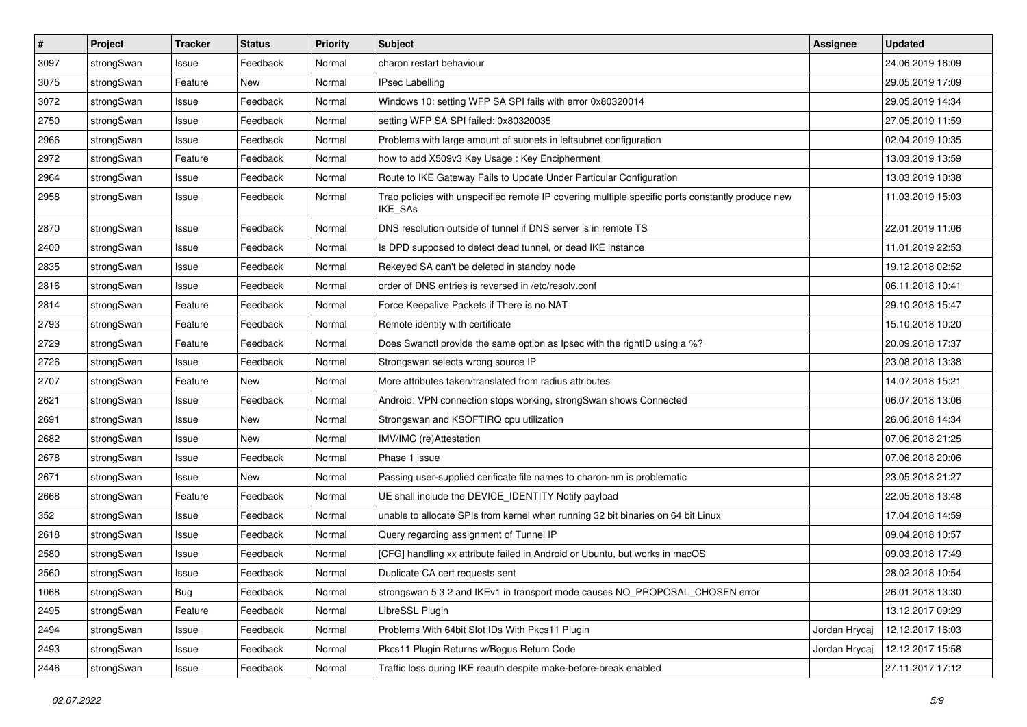| # | Project | Tracker | Status | Priority | Subject | Assignee | Updated |
|---|---|---|---|---|---|---|---|
| 3097 | strongSwan | Issue | Feedback | Normal | charon restart behaviour | | 24.06.2019 16:09 |
| 3075 | strongSwan | Feature | New | Normal | IPsec Labelling | | 29.05.2019 17:09 |
| 3072 | strongSwan | Issue | Feedback | Normal | Windows 10: setting WFP SA SPI fails with error 0x80320014 | | 29.05.2019 14:34 |
| 2750 | strongSwan | Issue | Feedback | Normal | setting WFP SA SPI failed: 0x80320035 | | 27.05.2019 11:59 |
| 2966 | strongSwan | Issue | Feedback | Normal | Problems with large amount of subnets in leftsubnet configuration | | 02.04.2019 10:35 |
| 2972 | strongSwan | Feature | Feedback | Normal | how to add X509v3 Key Usage : Key Encipherment | | 13.03.2019 13:59 |
| 2964 | strongSwan | Issue | Feedback | Normal | Route to IKE Gateway Fails to Update Under Particular Configuration | | 13.03.2019 10:38 |
| 2958 | strongSwan | Issue | Feedback | Normal | Trap policies with unspecified remote IP covering multiple specific ports constantly produce new IKE_SAs | | 11.03.2019 15:03 |
| 2870 | strongSwan | Issue | Feedback | Normal | DNS resolution outside of tunnel if DNS server is in remote TS | | 22.01.2019 11:06 |
| 2400 | strongSwan | Issue | Feedback | Normal | Is DPD supposed to detect dead tunnel, or dead IKE instance | | 11.01.2019 22:53 |
| 2835 | strongSwan | Issue | Feedback | Normal | Rekeyed SA can't be deleted in standby node | | 19.12.2018 02:52 |
| 2816 | strongSwan | Issue | Feedback | Normal | order of DNS entries is reversed in /etc/resolv.conf | | 06.11.2018 10:41 |
| 2814 | strongSwan | Feature | Feedback | Normal | Force Keepalive Packets if There is no NAT | | 29.10.2018 15:47 |
| 2793 | strongSwan | Feature | Feedback | Normal | Remote identity with certificate | | 15.10.2018 10:20 |
| 2729 | strongSwan | Feature | Feedback | Normal | Does Swanctl provide the same option as Ipsec with the rightID using a %? | | 20.09.2018 17:37 |
| 2726 | strongSwan | Issue | Feedback | Normal | Strongswan selects wrong source IP | | 23.08.2018 13:38 |
| 2707 | strongSwan | Feature | New | Normal | More attributes taken/translated from radius attributes | | 14.07.2018 15:21 |
| 2621 | strongSwan | Issue | Feedback | Normal | Android: VPN connection stops working, strongSwan shows Connected | | 06.07.2018 13:06 |
| 2691 | strongSwan | Issue | New | Normal | Strongswan and KSOFTIRQ cpu utilization | | 26.06.2018 14:34 |
| 2682 | strongSwan | Issue | New | Normal | IMV/IMC (re)Attestation | | 07.06.2018 21:25 |
| 2678 | strongSwan | Issue | Feedback | Normal | Phase 1 issue | | 07.06.2018 20:06 |
| 2671 | strongSwan | Issue | New | Normal | Passing user-supplied cerificate file names to charon-nm is problematic | | 23.05.2018 21:27 |
| 2668 | strongSwan | Feature | Feedback | Normal | UE shall include the DEVICE_IDENTITY Notify payload | | 22.05.2018 13:48 |
| 352 | strongSwan | Issue | Feedback | Normal | unable to allocate SPIs from kernel when running 32 bit binaries on 64 bit Linux | | 17.04.2018 14:59 |
| 2618 | strongSwan | Issue | Feedback | Normal | Query regarding assignment of Tunnel IP | | 09.04.2018 10:57 |
| 2580 | strongSwan | Issue | Feedback | Normal | [CFG] handling xx attribute failed in Android or Ubuntu, but works in macOS | | 09.03.2018 17:49 |
| 2560 | strongSwan | Issue | Feedback | Normal | Duplicate CA cert requests sent | | 28.02.2018 10:54 |
| 1068 | strongSwan | Bug | Feedback | Normal | strongswan 5.3.2 and IKEv1 in transport mode causes NO_PROPOSAL_CHOSEN error | | 26.01.2018 13:30 |
| 2495 | strongSwan | Feature | Feedback | Normal | LibreSSL Plugin | | 13.12.2017 09:29 |
| 2494 | strongSwan | Issue | Feedback | Normal | Problems With 64bit Slot IDs With Pkcs11 Plugin | Jordan Hrycaj | 12.12.2017 16:03 |
| 2493 | strongSwan | Issue | Feedback | Normal | Pkcs11 Plugin Returns w/Bogus Return Code | Jordan Hrycaj | 12.12.2017 15:58 |
| 2446 | strongSwan | Issue | Feedback | Normal | Traffic loss during IKE reauth despite make-before-break enabled | | 27.11.2017 17:12 |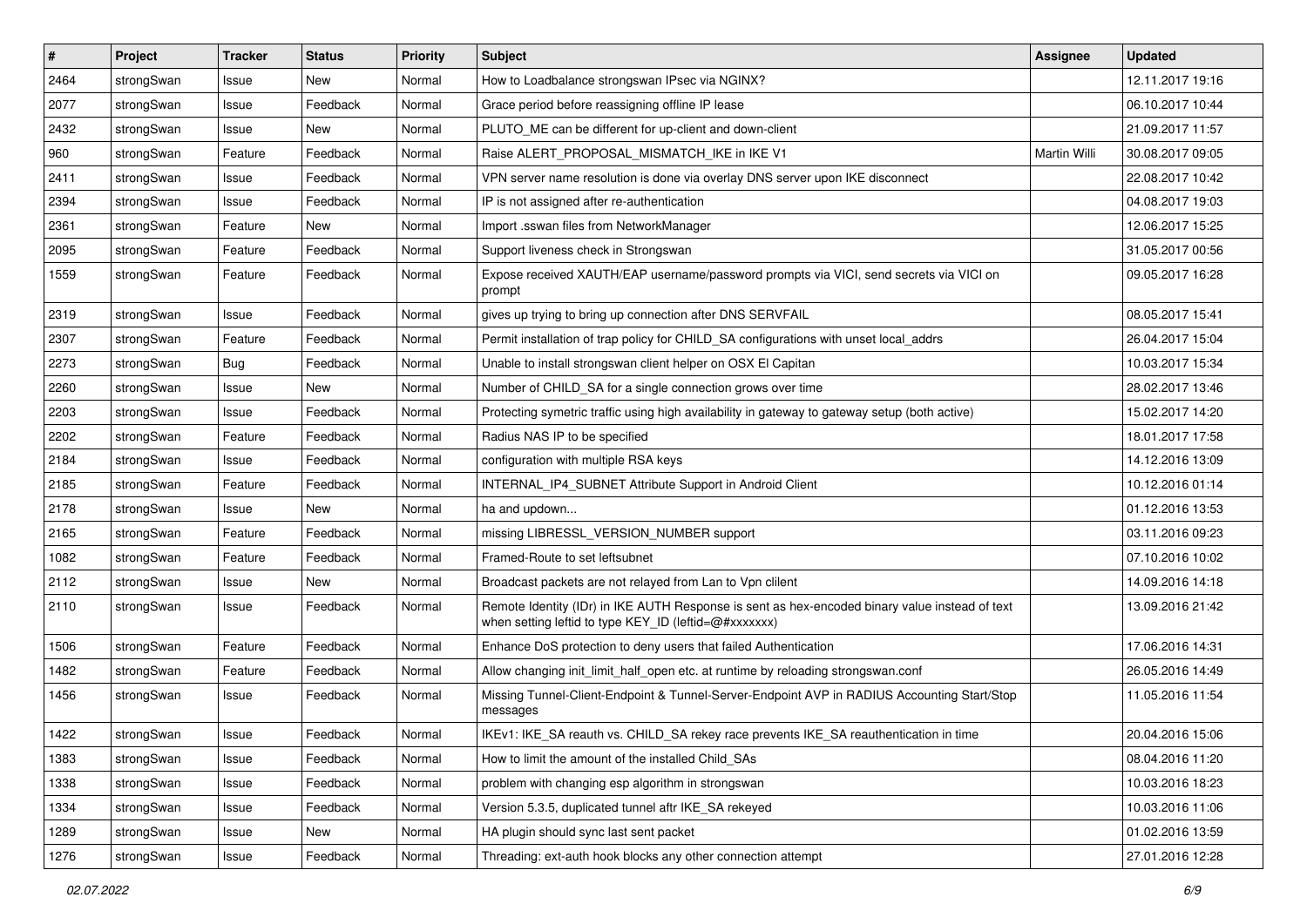| # | Project | Tracker | Status | Priority | Subject | Assignee | Updated |
|---|---|---|---|---|---|---|---|
| 2464 | strongSwan | Issue | New | Normal | How to Loadbalance strongswan IPsec via NGINX? | | 12.11.2017 19:16 |
| 2077 | strongSwan | Issue | Feedback | Normal | Grace period before reassigning offline IP lease | | 06.10.2017 10:44 |
| 2432 | strongSwan | Issue | New | Normal | PLUTO_ME can be different for up-client and down-client | | 21.09.2017 11:57 |
| 960 | strongSwan | Feature | Feedback | Normal | Raise ALERT_PROPOSAL_MISMATCH_IKE in IKE V1 | Martin Willi | 30.08.2017 09:05 |
| 2411 | strongSwan | Issue | Feedback | Normal | VPN server name resolution is done via overlay DNS server upon IKE disconnect | | 22.08.2017 10:42 |
| 2394 | strongSwan | Issue | Feedback | Normal | IP is not assigned after re-authentication | | 04.08.2017 19:03 |
| 2361 | strongSwan | Feature | New | Normal | Import .sswan files from NetworkManager | | 12.06.2017 15:25 |
| 2095 | strongSwan | Feature | Feedback | Normal | Support liveness check in Strongswan | | 31.05.2017 00:56 |
| 1559 | strongSwan | Feature | Feedback | Normal | Expose received XAUTH/EAP username/password prompts via VICI, send secrets via VICI on prompt | | 09.05.2017 16:28 |
| 2319 | strongSwan | Issue | Feedback | Normal | gives up trying to bring up connection after DNS SERVFAIL | | 08.05.2017 15:41 |
| 2307 | strongSwan | Feature | Feedback | Normal | Permit installation of trap policy for CHILD_SA configurations with unset local_addrs | | 26.04.2017 15:04 |
| 2273 | strongSwan | Bug | Feedback | Normal | Unable to install strongswan client helper on OSX El Capitan | | 10.03.2017 15:34 |
| 2260 | strongSwan | Issue | New | Normal | Number of CHILD_SA for a single connection grows over time | | 28.02.2017 13:46 |
| 2203 | strongSwan | Issue | Feedback | Normal | Protecting symetric traffic using high availability in gateway to gateway setup (both active) | | 15.02.2017 14:20 |
| 2202 | strongSwan | Feature | Feedback | Normal | Radius NAS IP to be specified | | 18.01.2017 17:58 |
| 2184 | strongSwan | Issue | Feedback | Normal | configuration with multiple RSA keys | | 14.12.2016 13:09 |
| 2185 | strongSwan | Feature | Feedback | Normal | INTERNAL_IP4_SUBNET Attribute Support in Android Client | | 10.12.2016 01:14 |
| 2178 | strongSwan | Issue | New | Normal | ha and updown... | | 01.12.2016 13:53 |
| 2165 | strongSwan | Feature | Feedback | Normal | missing LIBRESSL_VERSION_NUMBER support | | 03.11.2016 09:23 |
| 1082 | strongSwan | Feature | Feedback | Normal | Framed-Route to set leftsubnet | | 07.10.2016 10:02 |
| 2112 | strongSwan | Issue | New | Normal | Broadcast packets are not relayed from Lan to Vpn clilent | | 14.09.2016 14:18 |
| 2110 | strongSwan | Issue | Feedback | Normal | Remote Identity (IDr) in IKE AUTH Response is sent as hex-encoded binary value instead of text when setting leftid to type KEY_ID (leftid=@#xxxxxxx) | | 13.09.2016 21:42 |
| 1506 | strongSwan | Feature | Feedback | Normal | Enhance DoS protection to deny users that failed Authentication | | 17.06.2016 14:31 |
| 1482 | strongSwan | Feature | Feedback | Normal | Allow changing init_limit_half_open etc. at runtime by reloading strongswan.conf | | 26.05.2016 14:49 |
| 1456 | strongSwan | Issue | Feedback | Normal | Missing Tunnel-Client-Endpoint & Tunnel-Server-Endpoint AVP in RADIUS Accounting Start/Stop messages | | 11.05.2016 11:54 |
| 1422 | strongSwan | Issue | Feedback | Normal | IKEv1: IKE_SA reauth vs. CHILD_SA rekey race prevents IKE_SA reauthentication in time | | 20.04.2016 15:06 |
| 1383 | strongSwan | Issue | Feedback | Normal | How to limit the amount of the installed Child_SAs | | 08.04.2016 11:20 |
| 1338 | strongSwan | Issue | Feedback | Normal | problem with changing esp algorithm in strongswan | | 10.03.2016 18:23 |
| 1334 | strongSwan | Issue | Feedback | Normal | Version 5.3.5, duplicated tunnel aftr IKE_SA rekeyed | | 10.03.2016 11:06 |
| 1289 | strongSwan | Issue | New | Normal | HA plugin should sync last sent packet | | 01.02.2016 13:59 |
| 1276 | strongSwan | Issue | Feedback | Normal | Threading: ext-auth hook blocks any other connection attempt | | 27.01.2016 12:28 |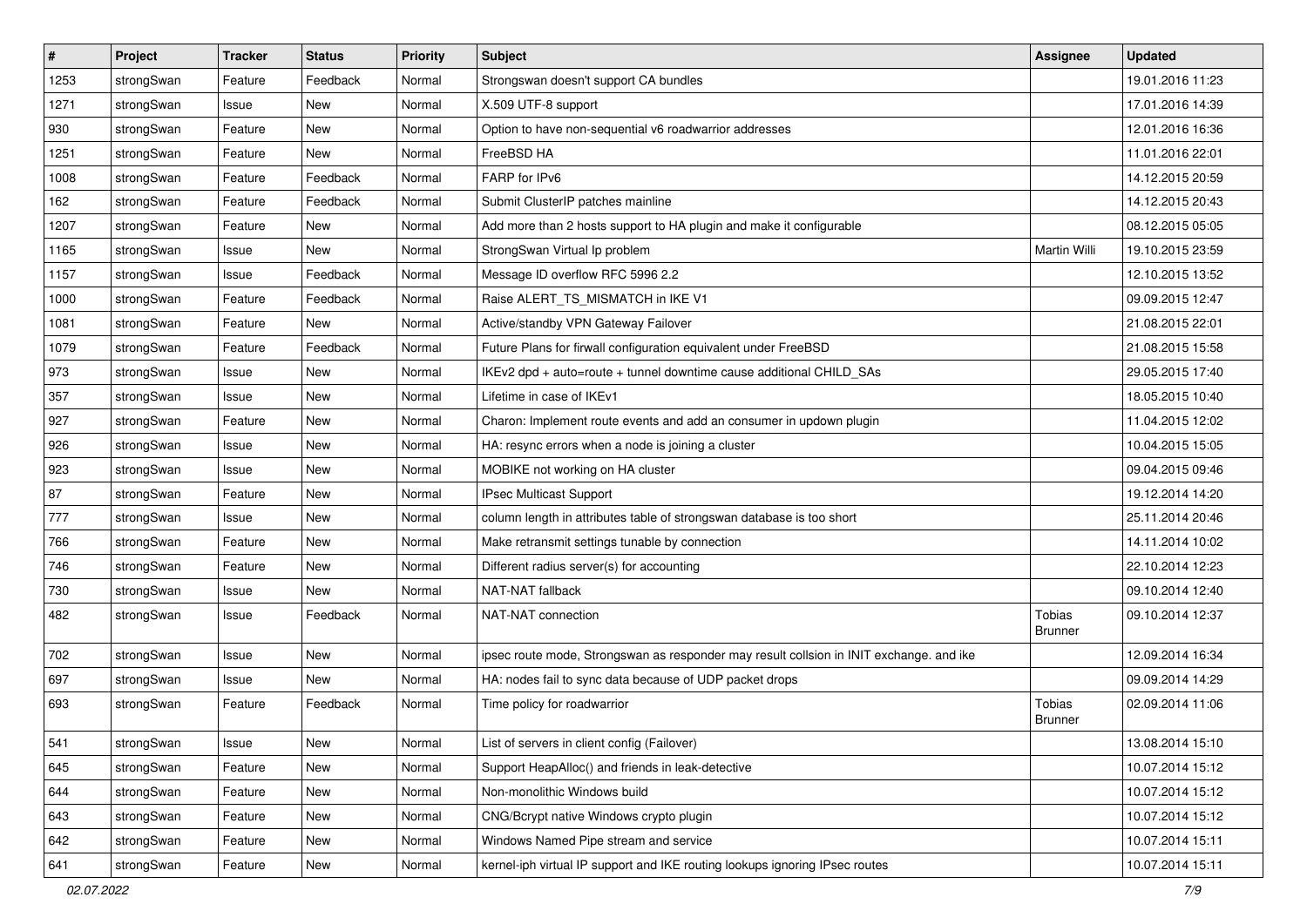| # | Project | Tracker | Status | Priority | Subject | Assignee | Updated |
|---|---|---|---|---|---|---|---|
| 1253 | strongSwan | Feature | Feedback | Normal | Strongswan doesn't support CA bundles | | 19.01.2016 11:23 |
| 1271 | strongSwan | Issue | New | Normal | X.509 UTF-8 support | | 17.01.2016 14:39 |
| 930 | strongSwan | Feature | New | Normal | Option to have non-sequential v6 roadwarrior addresses | | 12.01.2016 16:36 |
| 1251 | strongSwan | Feature | New | Normal | FreeBSD HA | | 11.01.2016 22:01 |
| 1008 | strongSwan | Feature | Feedback | Normal | FARP for IPv6 | | 14.12.2015 20:59 |
| 162 | strongSwan | Feature | Feedback | Normal | Submit ClusterIP patches mainline | | 14.12.2015 20:43 |
| 1207 | strongSwan | Feature | New | Normal | Add more than 2 hosts support to HA plugin and make it configurable | | 08.12.2015 05:05 |
| 1165 | strongSwan | Issue | New | Normal | StrongSwan Virtual Ip problem | Martin Willi | 19.10.2015 23:59 |
| 1157 | strongSwan | Issue | Feedback | Normal | Message ID overflow RFC 5996 2.2 | | 12.10.2015 13:52 |
| 1000 | strongSwan | Feature | Feedback | Normal | Raise ALERT_TS_MISMATCH in IKE V1 | | 09.09.2015 12:47 |
| 1081 | strongSwan | Feature | New | Normal | Active/standby VPN Gateway Failover | | 21.08.2015 22:01 |
| 1079 | strongSwan | Feature | Feedback | Normal | Future Plans for firwall configuration equivalent under FreeBSD | | 21.08.2015 15:58 |
| 973 | strongSwan | Issue | New | Normal | IKEv2 dpd + auto=route + tunnel downtime cause additional CHILD_SAs | | 29.05.2015 17:40 |
| 357 | strongSwan | Issue | New | Normal | Lifetime in case of IKEv1 | | 18.05.2015 10:40 |
| 927 | strongSwan | Feature | New | Normal | Charon: Implement route events and add an consumer in updown plugin | | 11.04.2015 12:02 |
| 926 | strongSwan | Issue | New | Normal | HA: resync errors when a node is joining a cluster | | 10.04.2015 15:05 |
| 923 | strongSwan | Issue | New | Normal | MOBIKE not working on HA cluster | | 09.04.2015 09:46 |
| 87 | strongSwan | Feature | New | Normal | IPsec Multicast Support | | 19.12.2014 14:20 |
| 777 | strongSwan | Issue | New | Normal | column length in attributes table of strongswan database is too short | | 25.11.2014 20:46 |
| 766 | strongSwan | Feature | New | Normal | Make retransmit settings tunable by connection | | 14.11.2014 10:02 |
| 746 | strongSwan | Feature | New | Normal | Different radius server(s) for accounting | | 22.10.2014 12:23 |
| 730 | strongSwan | Issue | New | Normal | NAT-NAT fallback | | 09.10.2014 12:40 |
| 482 | strongSwan | Issue | Feedback | Normal | NAT-NAT connection | Tobias Brunner | 09.10.2014 12:37 |
| 702 | strongSwan | Issue | New | Normal | ipsec route mode, Strongswan as responder may result collsion in INIT exchange. and ike | | 12.09.2014 16:34 |
| 697 | strongSwan | Issue | New | Normal | HA: nodes fail to sync data because of UDP packet drops | | 09.09.2014 14:29 |
| 693 | strongSwan | Feature | Feedback | Normal | Time policy for roadwarrior | Tobias Brunner | 02.09.2014 11:06 |
| 541 | strongSwan | Issue | New | Normal | List of servers in client config (Failover) | | 13.08.2014 15:10 |
| 645 | strongSwan | Feature | New | Normal | Support HeapAlloc() and friends in leak-detective | | 10.07.2014 15:12 |
| 644 | strongSwan | Feature | New | Normal | Non-monolithic Windows build | | 10.07.2014 15:12 |
| 643 | strongSwan | Feature | New | Normal | CNG/Bcrypt native Windows crypto plugin | | 10.07.2014 15:12 |
| 642 | strongSwan | Feature | New | Normal | Windows Named Pipe stream and service | | 10.07.2014 15:11 |
| 641 | strongSwan | Feature | New | Normal | kernel-iph virtual IP support and IKE routing lookups ignoring IPsec routes | | 10.07.2014 15:11 |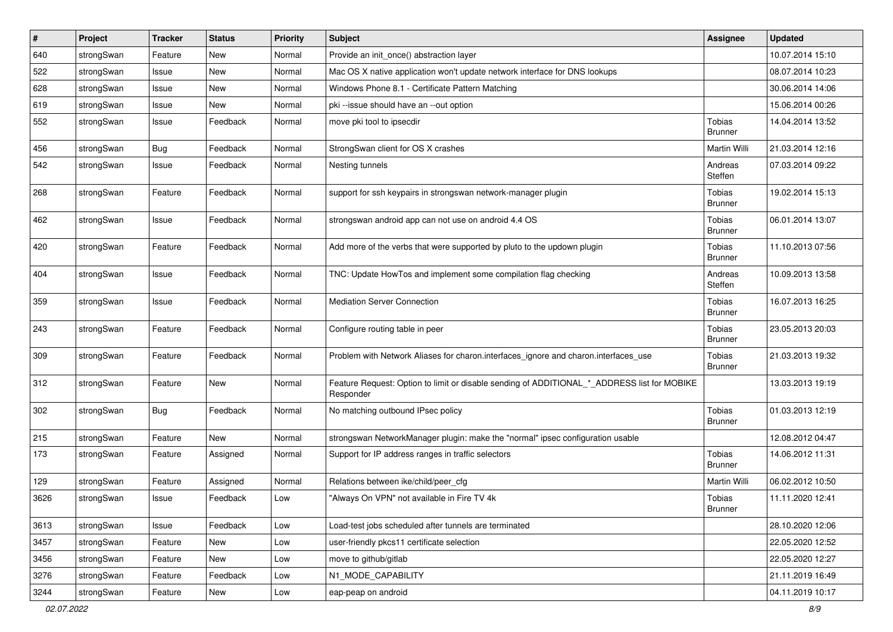| # | Project | Tracker | Status | Priority | Subject | Assignee | Updated |
|---|---|---|---|---|---|---|---|
| 640 | strongSwan | Feature | New | Normal | Provide an init_once() abstraction layer | | 10.07.2014 15:10 |
| 522 | strongSwan | Issue | New | Normal | Mac OS X native application won't update network interface for DNS lookups | | 08.07.2014 10:23 |
| 628 | strongSwan | Issue | New | Normal | Windows Phone 8.1 - Certificate Pattern Matching | | 30.06.2014 14:06 |
| 619 | strongSwan | Issue | New | Normal | pki --issue should have an --out option | | 15.06.2014 00:26 |
| 552 | strongSwan | Issue | Feedback | Normal | move pki tool to ipsecdir | Tobias Brunner | 14.04.2014 13:52 |
| 456 | strongSwan | Bug | Feedback | Normal | StrongSwan client for OS X crashes | Martin Willi | 21.03.2014 12:16 |
| 542 | strongSwan | Issue | Feedback | Normal | Nesting tunnels | Andreas Steffen | 07.03.2014 09:22 |
| 268 | strongSwan | Feature | Feedback | Normal | support for ssh keypairs in strongswan network-manager plugin | Tobias Brunner | 19.02.2014 15:13 |
| 462 | strongSwan | Issue | Feedback | Normal | strongswan android app can not use on android 4.4 OS | Tobias Brunner | 06.01.2014 13:07 |
| 420 | strongSwan | Feature | Feedback | Normal | Add more of the verbs that were supported by pluto to the updown plugin | Tobias Brunner | 11.10.2013 07:56 |
| 404 | strongSwan | Issue | Feedback | Normal | TNC: Update HowTos and implement some compilation flag checking | Andreas Steffen | 10.09.2013 13:58 |
| 359 | strongSwan | Issue | Feedback | Normal | Mediation Server Connection | Tobias Brunner | 16.07.2013 16:25 |
| 243 | strongSwan | Feature | Feedback | Normal | Configure routing table in peer | Tobias Brunner | 23.05.2013 20:03 |
| 309 | strongSwan | Feature | Feedback | Normal | Problem with Network Aliases for charon.interfaces_ignore and charon.interfaces_use | Tobias Brunner | 21.03.2013 19:32 |
| 312 | strongSwan | Feature | New | Normal | Feature Request: Option to limit or disable sending of ADDITIONAL_*_ADDRESS list for MOBIKE Responder | | 13.03.2013 19:19 |
| 302 | strongSwan | Bug | Feedback | Normal | No matching outbound IPsec policy | Tobias Brunner | 01.03.2013 12:19 |
| 215 | strongSwan | Feature | New | Normal | strongswan NetworkManager plugin: make the "normal" ipsec configuration usable | | 12.08.2012 04:47 |
| 173 | strongSwan | Feature | Assigned | Normal | Support for IP address ranges in traffic selectors | Tobias Brunner | 14.06.2012 11:31 |
| 129 | strongSwan | Feature | Assigned | Normal | Relations between ike/child/peer_cfg | Martin Willi | 06.02.2012 10:50 |
| 3626 | strongSwan | Issue | Feedback | Low | "Always On VPN" not available in Fire TV 4k | Tobias Brunner | 11.11.2020 12:41 |
| 3613 | strongSwan | Issue | Feedback | Low | Load-test jobs scheduled after tunnels are terminated | | 28.10.2020 12:06 |
| 3457 | strongSwan | Feature | New | Low | user-friendly pkcs11 certificate selection | | 22.05.2020 12:52 |
| 3456 | strongSwan | Feature | New | Low | move to github/gitlab | | 22.05.2020 12:27 |
| 3276 | strongSwan | Feature | Feedback | Low | N1_MODE_CAPABILITY | | 21.11.2019 16:49 |
| 3244 | strongSwan | Feature | New | Low | eap-peap on android | | 04.11.2019 10:17 |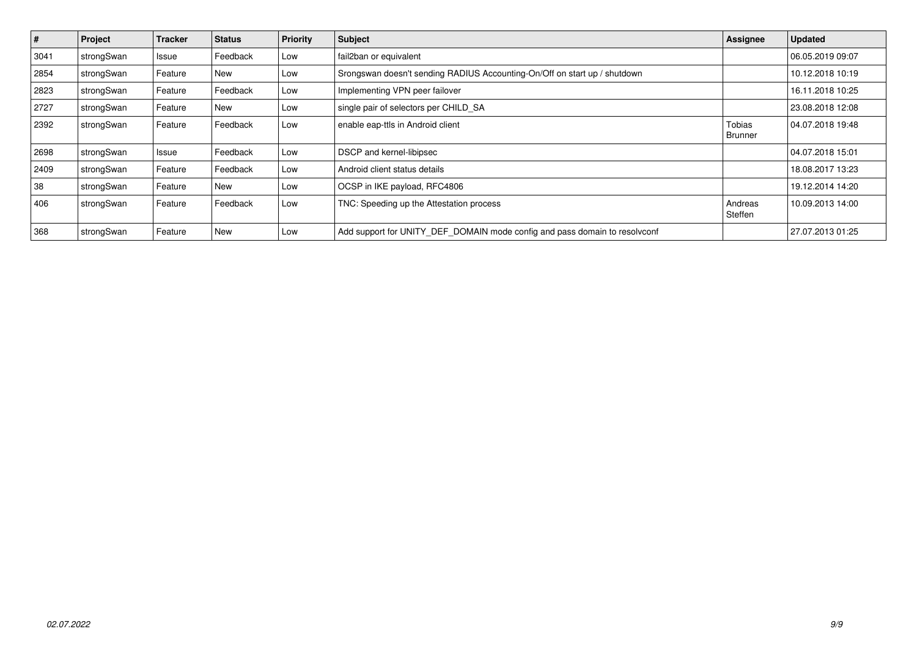| # | Project | Tracker | Status | Priority | Subject | Assignee | Updated |
|---|---|---|---|---|---|---|---|
| 3041 | strongSwan | Issue | Feedback | Low | fail2ban or equivalent | | 06.05.2019 09:07 |
| 2854 | strongSwan | Feature | New | Low | Srongswan doesn't sending RADIUS Accounting-On/Off on start up / shutdown | | 10.12.2018 10:19 |
| 2823 | strongSwan | Feature | Feedback | Low | Implementing VPN peer failover | | 16.11.2018 10:25 |
| 2727 | strongSwan | Feature | New | Low | single pair of selectors per CHILD_SA | | 23.08.2018 12:08 |
| 2392 | strongSwan | Feature | Feedback | Low | enable eap-ttls in Android client | Tobias Brunner | 04.07.2018 19:48 |
| 2698 | strongSwan | Issue | Feedback | Low | DSCP and kernel-libipsec | | 04.07.2018 15:01 |
| 2409 | strongSwan | Feature | Feedback | Low | Android client status details | | 18.08.2017 13:23 |
| 38 | strongSwan | Feature | New | Low | OCSP in IKE payload, RFC4806 | | 19.12.2014 14:20 |
| 406 | strongSwan | Feature | Feedback | Low | TNC: Speeding up the Attestation process | Andreas Steffen | 10.09.2013 14:00 |
| 368 | strongSwan | Feature | New | Low | Add support for UNITY_DEF_DOMAIN mode config and pass domain to resolvconf | | 27.07.2013 01:25 |